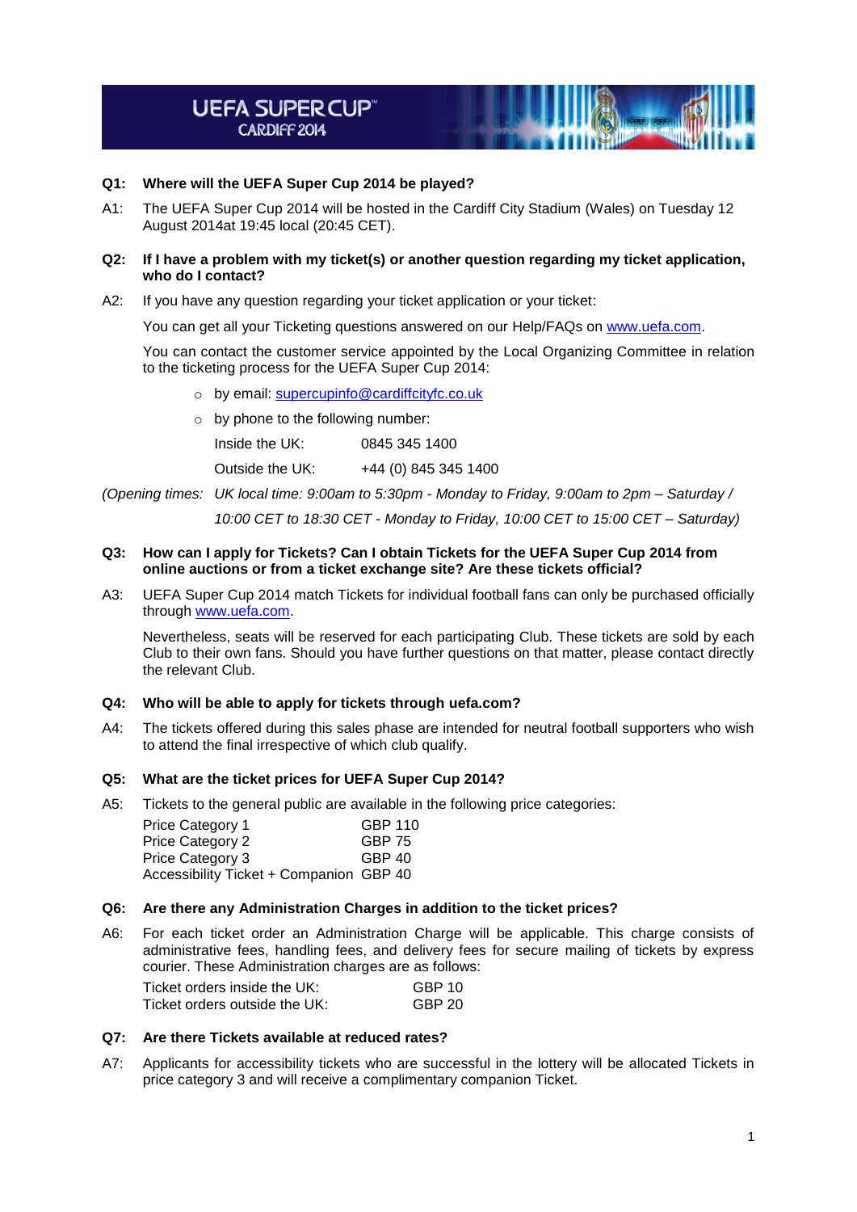# UEFA SUPER CUP
## CARDIFF 2014

**Q1: Where will the UEFA Super Cup 2014 be played?**

A1: The UEFA Super Cup 2014 will be hosted in the Cardiff City Stadium (Wales) on Tuesday 12 August 2014at 19:45 local (20:45 CET).

**Q2: If I have a problem with my ticket(s) or another question regarding my ticket application, who do I contact?**

A2: If you have any question regarding your ticket application or your ticket:

You can get all your Ticketing questions answered on our Help/FAQs on www.uefa.com.

You can contact the customer service appointed by the Local Organizing Committee in relation to the ticketing process for the UEFA Super Cup 2014:

- by email: supercupinfo@cardiffcityfc.co.uk
- by phone to the following number:

  Inside the UK: 0845 345 1400

  Outside the UK: +44 (0) 845 345 1400

*(Opening times: UK local time: 9:00am to 5:30pm - Monday to Friday, 9:00am to 2pm – Saturday / 10:00 CET to 18:30 CET - Monday to Friday, 10:00 CET to 15:00 CET – Saturday)*

**Q3: How can I apply for Tickets? Can I obtain Tickets for the UEFA Super Cup 2014 from online auctions or from a ticket exchange site? Are these tickets official?**

A3: UEFA Super Cup 2014 match Tickets for individual football fans can only be purchased officially through www.uefa.com.

Nevertheless, seats will be reserved for each participating Club. These tickets are sold by each Club to their own fans. Should you have further questions on that matter, please contact directly the relevant Club.

**Q4: Who will be able to apply for tickets through uefa.com?**

A4: The tickets offered during this sales phase are intended for neutral football supporters who wish to attend the final irrespective of which club qualify.

**Q5: What are the ticket prices for UEFA Super Cup 2014?**

A5: Tickets to the general public are available in the following price categories:

| | |
|---|---|
| Price Category 1 | GBP 110 |
| Price Category 2 | GBP 75 |
| Price Category 3 | GBP 40 |
| Accessibility Ticket + Companion | GBP 40 |

**Q6: Are there any Administration Charges in addition to the ticket prices?**

A6: For each ticket order an Administration Charge will be applicable. This charge consists of administrative fees, handling fees, and delivery fees for secure mailing of tickets by express courier. These Administration charges are as follows:

| | |
|---|---|
| Ticket orders inside the UK: | GBP 10 |
| Ticket orders outside the UK: | GBP 20 |

**Q7: Are there Tickets available at reduced rates?**

A7: Applicants for accessibility tickets who are successful in the lottery will be allocated Tickets in price category 3 and will receive a complimentary companion Ticket.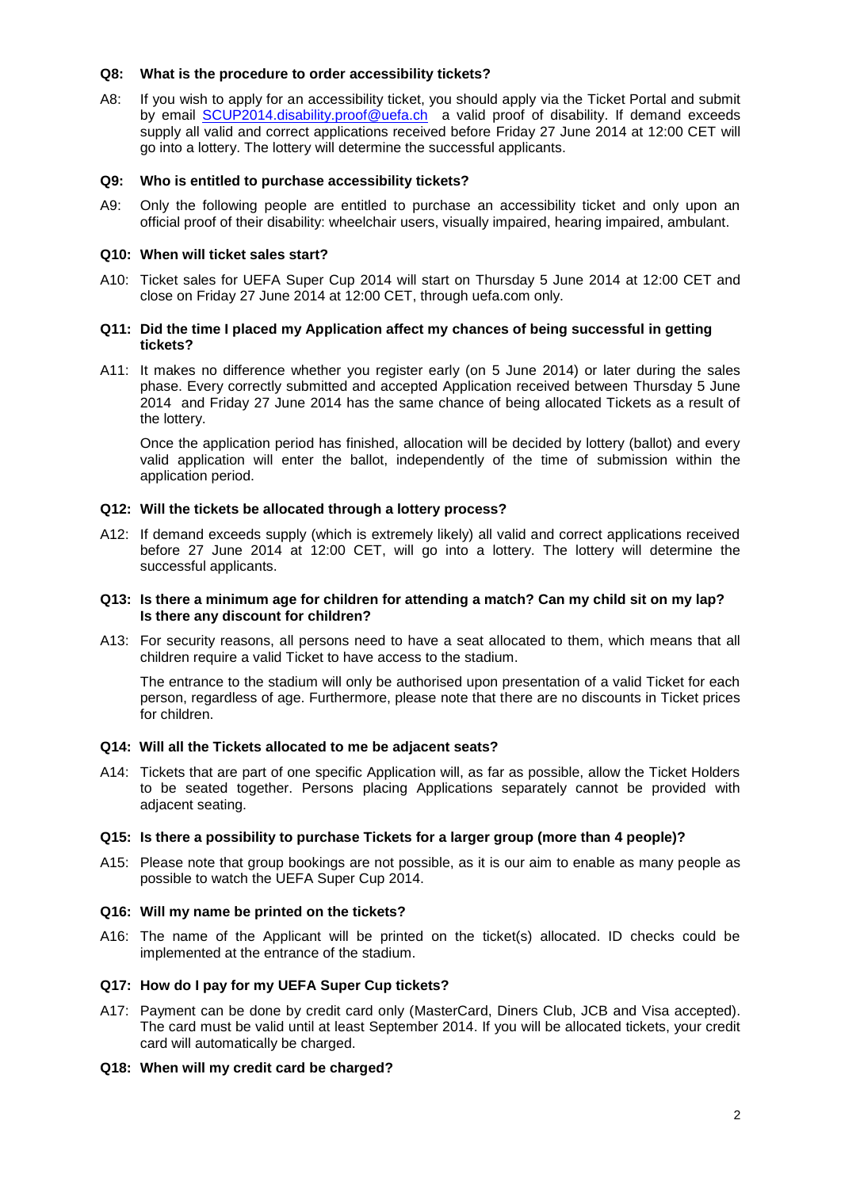**Q8: What is the procedure to order accessibility tickets?**

A8: If you wish to apply for an accessibility ticket, you should apply via the Ticket Portal and submit by email SCUP2014.disability.proof@uefa.ch a valid proof of disability. If demand exceeds supply all valid and correct applications received before Friday 27 June 2014 at 12:00 CET will go into a lottery. The lottery will determine the successful applicants.

**Q9: Who is entitled to purchase accessibility tickets?**

A9: Only the following people are entitled to purchase an accessibility ticket and only upon an official proof of their disability: wheelchair users, visually impaired, hearing impaired, ambulant.

**Q10: When will ticket sales start?**

A10: Ticket sales for UEFA Super Cup 2014 will start on Thursday 5 June 2014 at 12:00 CET and close on Friday 27 June 2014 at 12:00 CET, through uefa.com only.

**Q11: Did the time I placed my Application affect my chances of being successful in getting tickets?**

A11: It makes no difference whether you register early (on 5 June 2014) or later during the sales phase. Every correctly submitted and accepted Application received between Thursday 5 June 2014 and Friday 27 June 2014 has the same chance of being allocated Tickets as a result of the lottery.

Once the application period has finished, allocation will be decided by lottery (ballot) and every valid application will enter the ballot, independently of the time of submission within the application period.

**Q12: Will the tickets be allocated through a lottery process?**

A12: If demand exceeds supply (which is extremely likely) all valid and correct applications received before 27 June 2014 at 12:00 CET, will go into a lottery. The lottery will determine the successful applicants.

**Q13: Is there a minimum age for children for attending a match? Can my child sit on my lap? Is there any discount for children?**

A13: For security reasons, all persons need to have a seat allocated to them, which means that all children require a valid Ticket to have access to the stadium.

The entrance to the stadium will only be authorised upon presentation of a valid Ticket for each person, regardless of age. Furthermore, please note that there are no discounts in Ticket prices for children.

**Q14: Will all the Tickets allocated to me be adjacent seats?**

A14: Tickets that are part of one specific Application will, as far as possible, allow the Ticket Holders to be seated together. Persons placing Applications separately cannot be provided with adjacent seating.

**Q15: Is there a possibility to purchase Tickets for a larger group (more than 4 people)?**

A15: Please note that group bookings are not possible, as it is our aim to enable as many people as possible to watch the UEFA Super Cup 2014.

**Q16: Will my name be printed on the tickets?**

A16: The name of the Applicant will be printed on the ticket(s) allocated. ID checks could be implemented at the entrance of the stadium.

**Q17: How do I pay for my UEFA Super Cup tickets?**

A17: Payment can be done by credit card only (MasterCard, Diners Club, JCB and Visa accepted). The card must be valid until at least September 2014. If you will be allocated tickets, your credit card will automatically be charged.

**Q18: When will my credit card be charged?**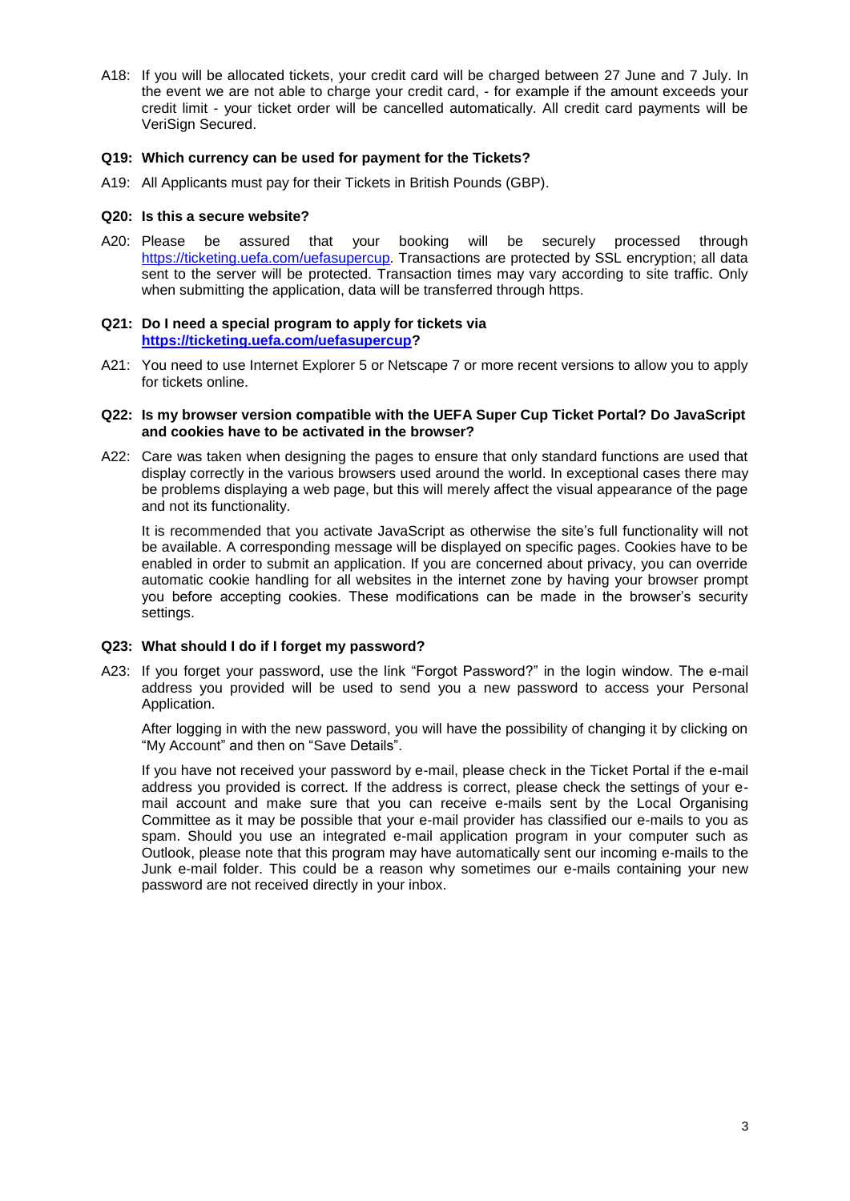A18: If you will be allocated tickets, your credit card will be charged between 27 June and 7 July. In the event we are not able to charge your credit card, - for example if the amount exceeds your credit limit - your ticket order will be cancelled automatically. All credit card payments will be VeriSign Secured.

**Q19: Which currency can be used for payment for the Tickets?**

A19: All Applicants must pay for their Tickets in British Pounds (GBP).

**Q20: Is this a secure website?**

A20: Please be assured that your booking will be securely processed through [https://ticketing.uefa.com/uefasupercup](https://ticketing.uefa.com/uefasupercup). Transactions are protected by SSL encryption; all data sent to the server will be protected. Transaction times may vary according to site traffic. Only when submitting the application, data will be transferred through https.

**Q21: Do I need a special program to apply for tickets via [https://ticketing.uefa.com/uefasupercup](https://ticketing.uefa.com/uefasupercup)?**

A21: You need to use Internet Explorer 5 or Netscape 7 or more recent versions to allow you to apply for tickets online.

**Q22: Is my browser version compatible with the UEFA Super Cup Ticket Portal? Do JavaScript and cookies have to be activated in the browser?**

A22: Care was taken when designing the pages to ensure that only standard functions are used that display correctly in the various browsers used around the world. In exceptional cases there may be problems displaying a web page, but this will merely affect the visual appearance of the page and not its functionality.

It is recommended that you activate JavaScript as otherwise the site's full functionality will not be available. A corresponding message will be displayed on specific pages. Cookies have to be enabled in order to submit an application. If you are concerned about privacy, you can override automatic cookie handling for all websites in the internet zone by having your browser prompt you before accepting cookies. These modifications can be made in the browser's security settings.

**Q23: What should I do if I forget my password?**

A23: If you forget your password, use the link "Forgot Password?" in the login window. The e-mail address you provided will be used to send you a new password to access your Personal Application.

After logging in with the new password, you will have the possibility of changing it by clicking on "My Account" and then on "Save Details".

If you have not received your password by e-mail, please check in the Ticket Portal if the e-mail address you provided is correct. If the address is correct, please check the settings of your e-mail account and make sure that you can receive e-mails sent by the Local Organising Committee as it may be possible that your e-mail provider has classified our e-mails to you as spam. Should you use an integrated e-mail application program in your computer such as Outlook, please note that this program may have automatically sent our incoming e-mails to the Junk e-mail folder. This could be a reason why sometimes our e-mails containing your new password are not received directly in your inbox.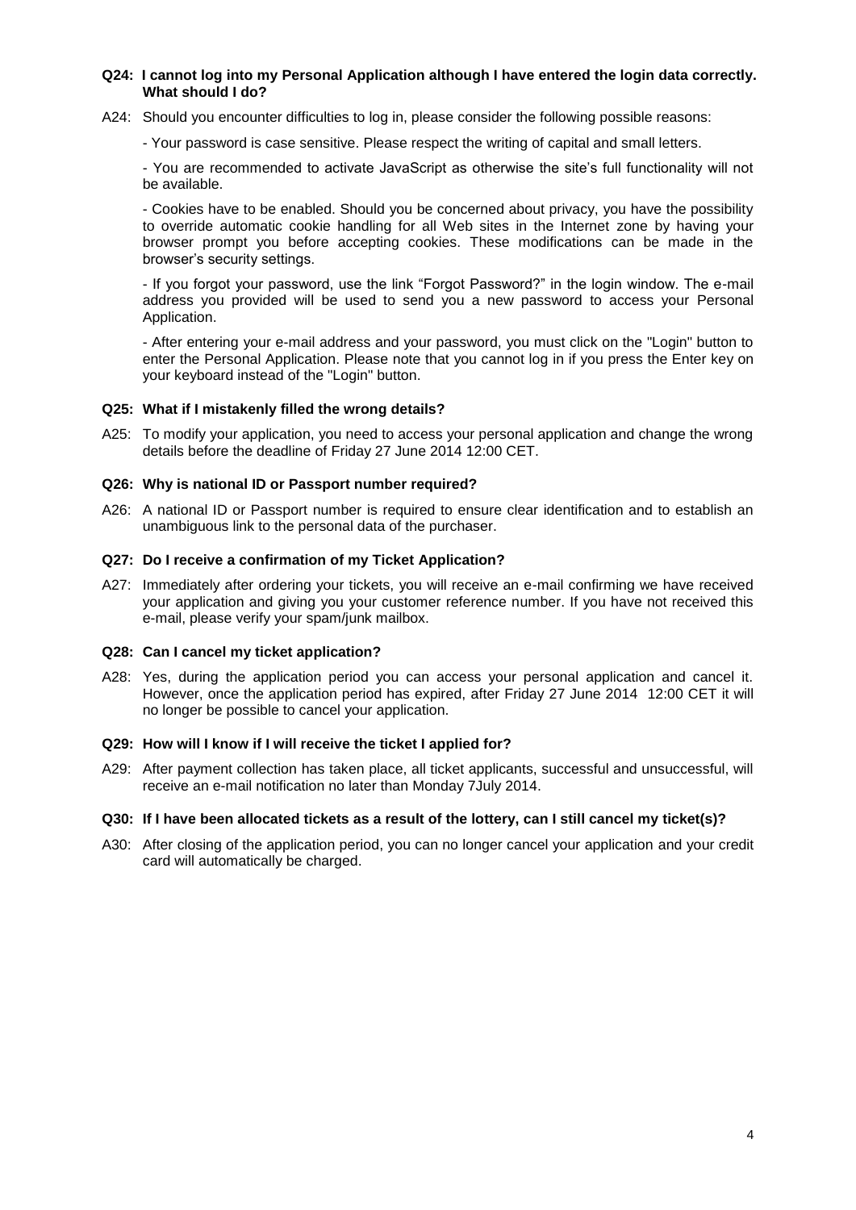**Q24: I cannot log into my Personal Application although I have entered the login data correctly. What should I do?**

A24: Should you encounter difficulties to log in, please consider the following possible reasons:

- Your password is case sensitive. Please respect the writing of capital and small letters.

- You are recommended to activate JavaScript as otherwise the site's full functionality will not be available.

- Cookies have to be enabled. Should you be concerned about privacy, you have the possibility to override automatic cookie handling for all Web sites in the Internet zone by having your browser prompt you before accepting cookies. These modifications can be made in the browser's security settings.

- If you forgot your password, use the link "Forgot Password?" in the login window. The e-mail address you provided will be used to send you a new password to access your Personal Application.

- After entering your e-mail address and your password, you must click on the "Login" button to enter the Personal Application. Please note that you cannot log in if you press the Enter key on your keyboard instead of the "Login" button.

**Q25: What if I mistakenly filled the wrong details?**

A25: To modify your application, you need to access your personal application and change the wrong details before the deadline of Friday 27 June 2014 12:00 CET.

**Q26: Why is national ID or Passport number required?**

A26: A national ID or Passport number is required to ensure clear identification and to establish an unambiguous link to the personal data of the purchaser.

**Q27: Do I receive a confirmation of my Ticket Application?**

A27: Immediately after ordering your tickets, you will receive an e-mail confirming we have received your application and giving you your customer reference number. If you have not received this e-mail, please verify your spam/junk mailbox.

**Q28: Can I cancel my ticket application?**

A28: Yes, during the application period you can access your personal application and cancel it. However, once the application period has expired, after Friday 27 June 2014 12:00 CET it will no longer be possible to cancel your application.

**Q29: How will I know if I will receive the ticket I applied for?**

A29: After payment collection has taken place, all ticket applicants, successful and unsuccessful, will receive an e-mail notification no later than Monday 7July 2014.

**Q30: If I have been allocated tickets as a result of the lottery, can I still cancel my ticket(s)?**

A30: After closing of the application period, you can no longer cancel your application and your credit card will automatically be charged.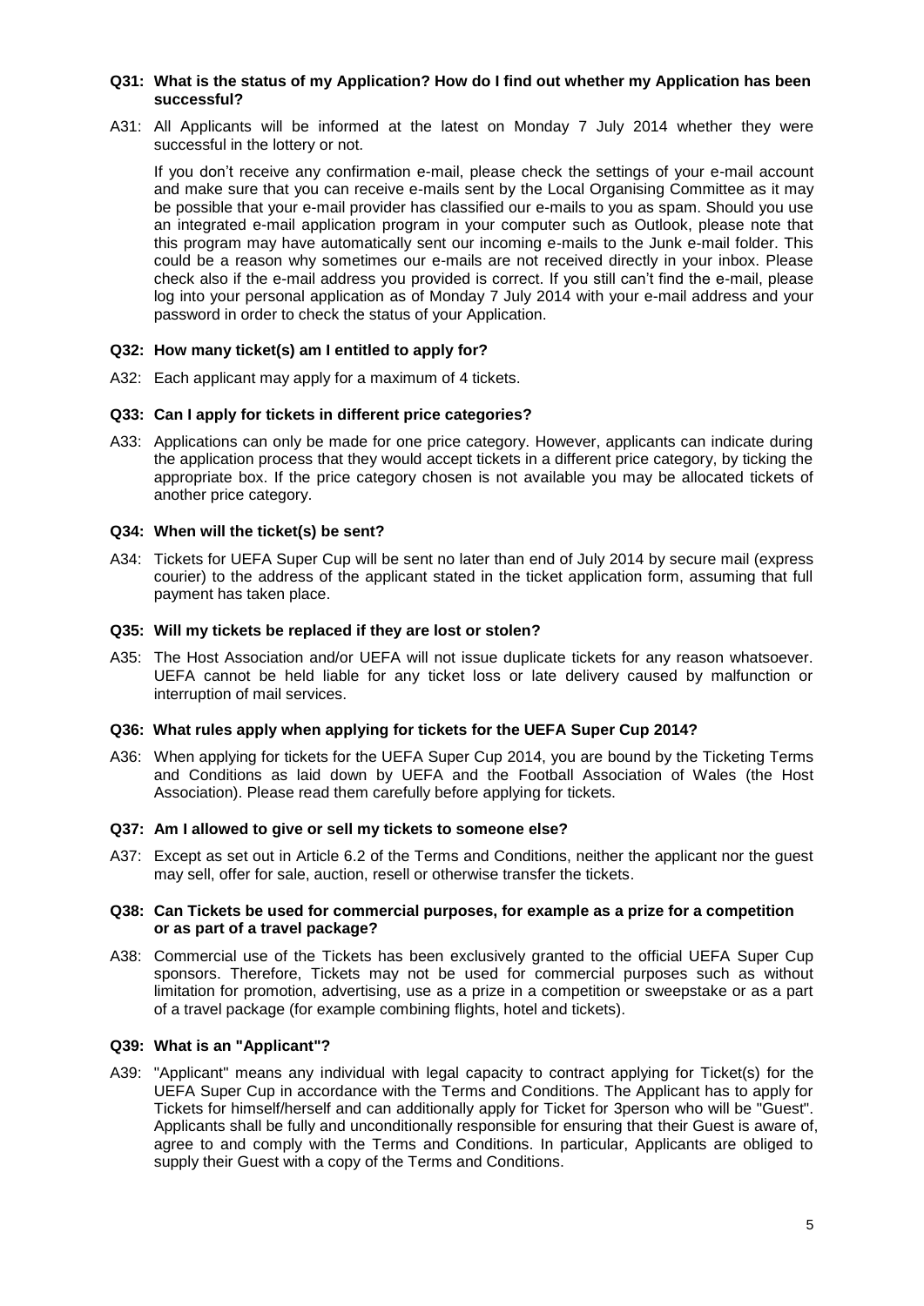**Q31: What is the status of my Application? How do I find out whether my Application has been successful?**

A31: All Applicants will be informed at the latest on Monday 7 July 2014 whether they were successful in the lottery or not.

If you don't receive any confirmation e-mail, please check the settings of your e-mail account and make sure that you can receive e-mails sent by the Local Organising Committee as it may be possible that your e-mail provider has classified our e-mails to you as spam. Should you use an integrated e-mail application program in your computer such as Outlook, please note that this program may have automatically sent our incoming e-mails to the Junk e-mail folder. This could be a reason why sometimes our e-mails are not received directly in your inbox. Please check also if the e-mail address you provided is correct. If you still can't find the e-mail, please log into your personal application as of Monday 7 July 2014 with your e-mail address and your password in order to check the status of your Application.

**Q32: How many ticket(s) am I entitled to apply for?**

A32: Each applicant may apply for a maximum of 4 tickets.

**Q33: Can I apply for tickets in different price categories?**

A33: Applications can only be made for one price category. However, applicants can indicate during the application process that they would accept tickets in a different price category, by ticking the appropriate box. If the price category chosen is not available you may be allocated tickets of another price category.

**Q34: When will the ticket(s) be sent?**

A34: Tickets for UEFA Super Cup will be sent no later than end of July 2014 by secure mail (express courier) to the address of the applicant stated in the ticket application form, assuming that full payment has taken place.

**Q35: Will my tickets be replaced if they are lost or stolen?**

A35: The Host Association and/or UEFA will not issue duplicate tickets for any reason whatsoever. UEFA cannot be held liable for any ticket loss or late delivery caused by malfunction or interruption of mail services.

**Q36: What rules apply when applying for tickets for the UEFA Super Cup 2014?**

A36: When applying for tickets for the UEFA Super Cup 2014, you are bound by the Ticketing Terms and Conditions as laid down by UEFA and the Football Association of Wales (the Host Association). Please read them carefully before applying for tickets.

**Q37: Am I allowed to give or sell my tickets to someone else?**

A37: Except as set out in Article 6.2 of the Terms and Conditions, neither the applicant nor the guest may sell, offer for sale, auction, resell or otherwise transfer the tickets.

**Q38: Can Tickets be used for commercial purposes, for example as a prize for a competition or as part of a travel package?**

A38: Commercial use of the Tickets has been exclusively granted to the official UEFA Super Cup sponsors. Therefore, Tickets may not be used for commercial purposes such as without limitation for promotion, advertising, use as a prize in a competition or sweepstake or as a part of a travel package (for example combining flights, hotel and tickets).

**Q39: What is an "Applicant"?**

A39: "Applicant" means any individual with legal capacity to contract applying for Ticket(s) for the UEFA Super Cup in accordance with the Terms and Conditions. The Applicant has to apply for Tickets for himself/herself and can additionally apply for Ticket for 3person who will be "Guest". Applicants shall be fully and unconditionally responsible for ensuring that their Guest is aware of, agree to and comply with the Terms and Conditions. In particular, Applicants are obliged to supply their Guest with a copy of the Terms and Conditions.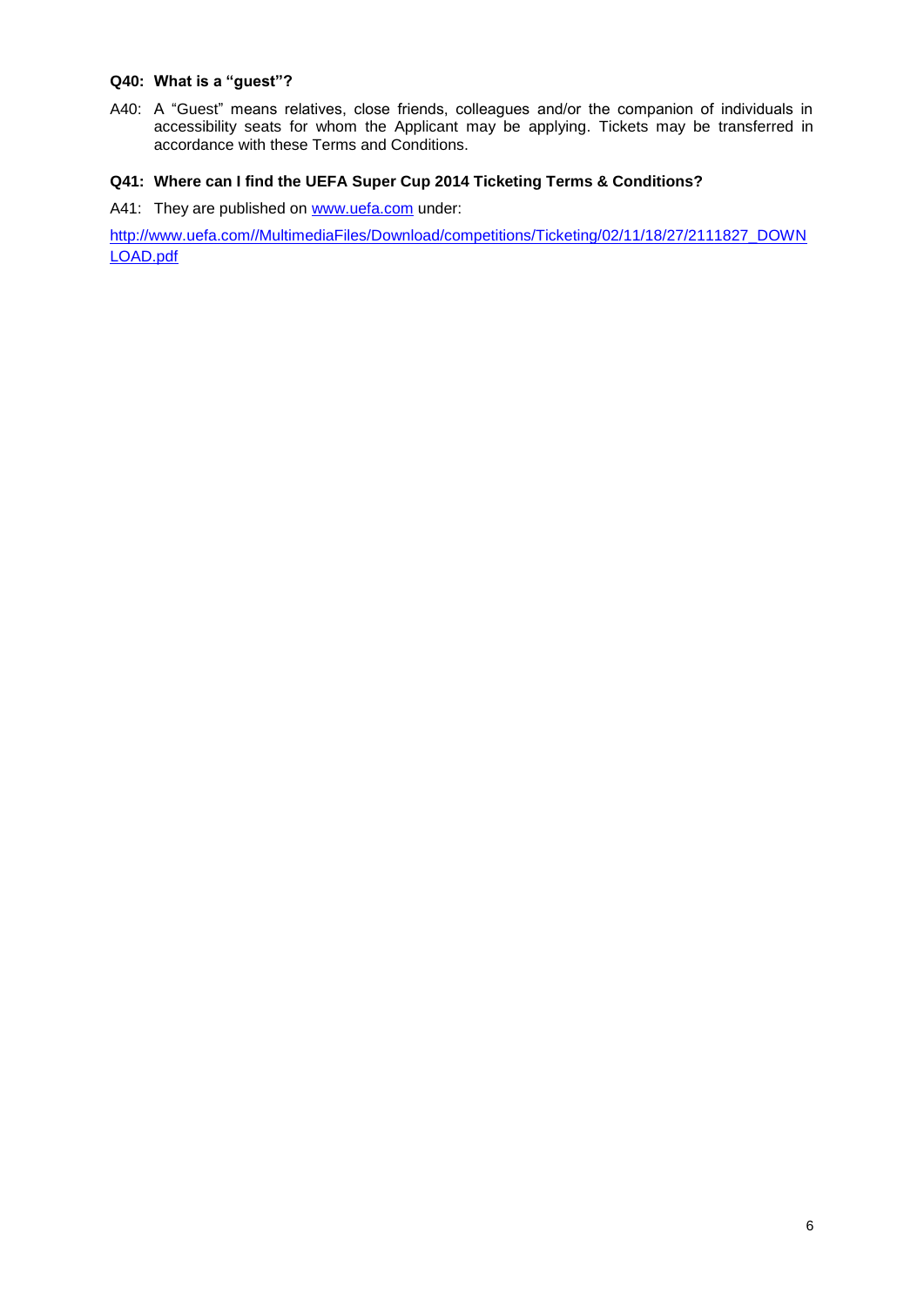**Q40: What is a "guest"?**

A40: A "Guest" means relatives, close friends, colleagues and/or the companion of individuals in accessibility seats for whom the Applicant may be applying. Tickets may be transferred in accordance with these Terms and Conditions.

**Q41: Where can I find the UEFA Super Cup 2014 Ticketing Terms & Conditions?**

A41: They are published on [www.uefa.com](http://www.uefa.com) under:

[http://www.uefa.com//MultimediaFiles/Download/competitions/Ticketing/02/11/18/27/2111827_DOWNLOAD.pdf](http://www.uefa.com//MultimediaFiles/Download/competitions/Ticketing/02/11/18/27/2111827_DOWNLOAD.pdf)